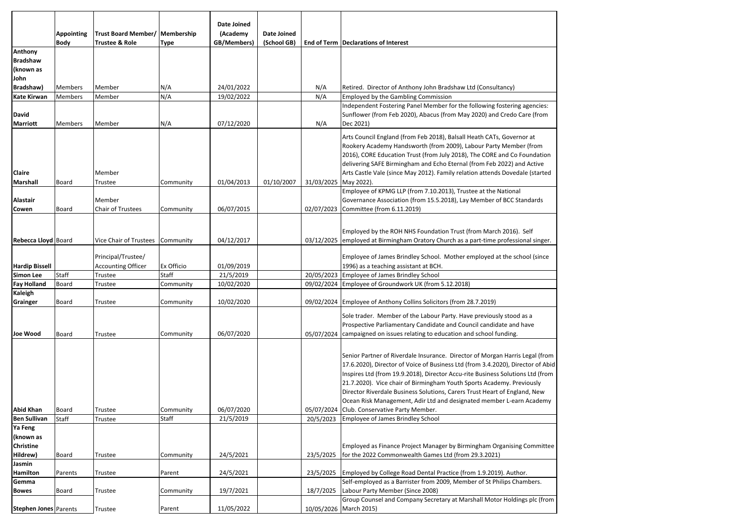| | Appointing Body | Trust Board Member/ Trustee & Role | Membership Type | Date Joined (Academy GB/Members) | Date Joined (School GB) | End of Term | Declarations of Interest |
|---|---|---|---|---|---|---|---|
| **Anthony Bradshaw (known as John Bradshaw)** | Members | Member | N/A | 24/01/2022 | | N/A | Retired. Director of Anthony John Bradshaw Ltd (Consultancy) |
| **Kate Kirwan** | Members | Member | N/A | 19/02/2022 | | N/A | Employed by the Gambling Commission |
| **David Marriott** | Members | Member | N/A | 07/12/2020 | | N/A | Independent Fostering Panel Member for the following fostering agencies: Sunflower (from Feb 2020), Abacus (from May 2020) and Credo Care (from Dec 2021) |
| **Claire Marshall** | Board | Member Trustee | Community | 01/04/2013 | 01/10/2007 | 31/03/2025 | Arts Council England (from Feb 2018), Balsall Heath CATs, Governor at Rookery Academy Handsworth (from 2009), Labour Party Member (from 2016), CORE Education Trust (from July 2018), The CORE and Co Foundation delivering SAFE Birmingham and Echo Eternal (from Feb 2022) and Active Arts Castle Vale (since May 2012). Family relation attends Dovedale (started May 2022). |
| **Alastair Cowen** | Board | Member Chair of Trustees | Community | 06/07/2015 | | 02/07/2023 | Employee of KPMG LLP (from 7.10.2013), Trustee at the National Governance Association (from 15.5.2018), Lay Member of BCC Standards Committee (from 6.11.2019) |
| **Rebecca Lloyd** | Board | Vice Chair of Trustees | Community | 04/12/2017 | | 03/12/2025 | Employed by the ROH NHS Foundation Trust (from March 2016). Self employed at Birmingham Oratory Church as a part-time professional singer. |
| **Hardip Bissell** | | Principal/Trustee/ Accounting Officer | Ex Officio | 01/09/2019 | | | Employee of James Brindley School. Mother employed at the school (since 1996) as a teaching assistant at BCH. |
| **Simon Lee** | Staff | Trustee | Staff | 21/5/2019 | | 20/05/2023 | Employee of James Brindley School |
| **Fay Holland** | Board | Trustee | Community | 10/02/2020 | | 09/02/2024 | Employee of Groundwork UK (from 5.12.2018) |
| **Kaleigh Grainger** | Board | Trustee | Community | 10/02/2020 | | 09/02/2024 | Employee of Anthony Collins Solicitors (from 28.7.2019) |
| **Joe Wood** | Board | Trustee | Community | 06/07/2020 | | 05/07/2024 | Sole trader. Member of the Labour Party. Have previously stood as a Prospective Parliamentary Candidate and Council candidate and have campaigned on issues relating to education and school funding. |
| **Abid Khan** | Board | Trustee | Community | 06/07/2020 | | 05/07/2024 | Senior Partner of Riverdale Insurance. Director of Morgan Harris Legal (from 17.6.2020), Director of Voice of Business Ltd (from 3.4.2020), Director of Abid Inspires Ltd (from 19.9.2018), Director Accu-rite Business Solutions Ltd (from 21.7.2020). Vice chair of Birmingham Youth Sports Academy. Previously Director Riverdale Business Solutions, Carers Trust Heart of England, New Ocean Risk Management, Adir Ltd and designated member L-earn Academy Club. Conservative Party Member. |
| **Ben Sullivan** | Staff | Trustee | Staff | 21/5/2019 | | 20/5/2023 | Employee of James Brindley School |
| **Ya Feng (known as Christine Hildrew)** | Board | Trustee | Community | 24/5/2021 | | 23/5/2025 | Employed as Finance Project Manager by Birmingham Organising Committee for the 2022 Commonwealth Games Ltd (from 29.3.2021) |
| **Jasmin Hamilton** | Parents | Trustee | Parent | 24/5/2021 | | 23/5/2025 | Employed by College Road Dental Practice (from 1.9.2019). Author. |
| **Gemma Bowes** | Board | Trustee | Community | 19/7/2021 | | 18/7/2025 | Self-employed as a Barrister from 2009, Member of St Philips Chambers. Labour Party Member (Since 2008) |
| **Stephen Jones** | Parents | Trustee | Parent | 11/05/2022 | | 10/05/2026 | Group Counsel and Company Secretary at Marshall Motor Holdings plc (from March 2015) |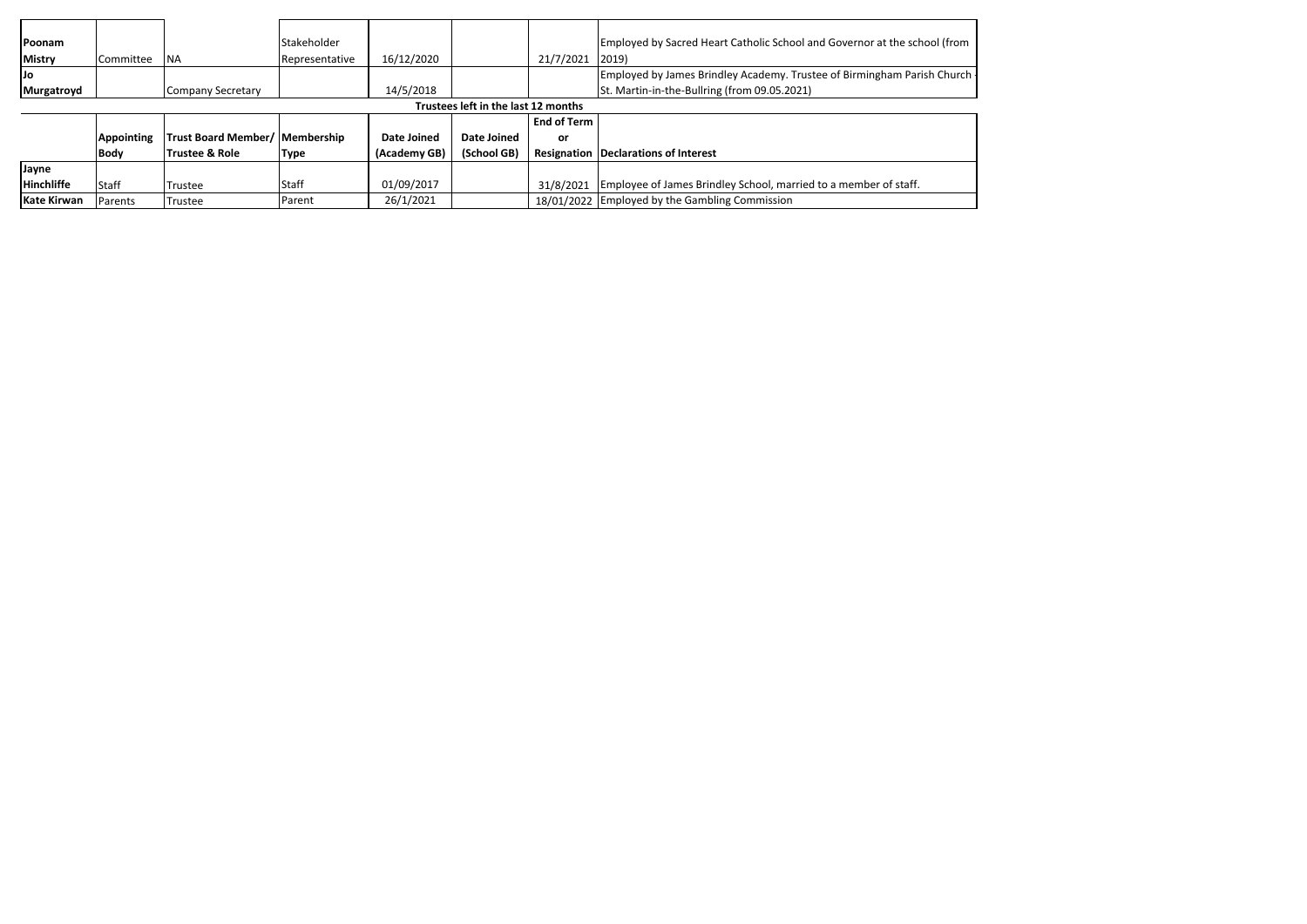| | | | | | | | |
|---|---|---|---|---|---|---|---|
| **Poonam Mistry** | Committee | NA | Stakeholder Representative | 16/12/2020 | | 21/7/2021 | Employed by Sacred Heart Catholic School and Governor at the school (from 2019) |
| **Jo Murgatroyd** | | Company Secretary | | 14/5/2018 | | | Employed by James Brindley Academy. Trustee of Birmingham Parish Church - St. Martin-in-the-Bullring (from 09.05.2021) |

**Trustees left in the last 12 months**

| | Appointing Body | Trust Board Member/ Trustee & Role | Membership Type | Date Joined (Academy GB) | Date Joined (School GB) | End of Term or Resignation | Declarations of Interest |
|---|---|---|---|---|---|---|---|
| **Jayne Hinchliffe** | Staff | Trustee | Staff | 01/09/2017 | | 31/8/2021 | Employee of James Brindley School, married to a member of staff. |
| **Kate Kirwan** | Parents | Trustee | Parent | 26/1/2021 | | 18/01/2022 | Employed by the Gambling Commission |